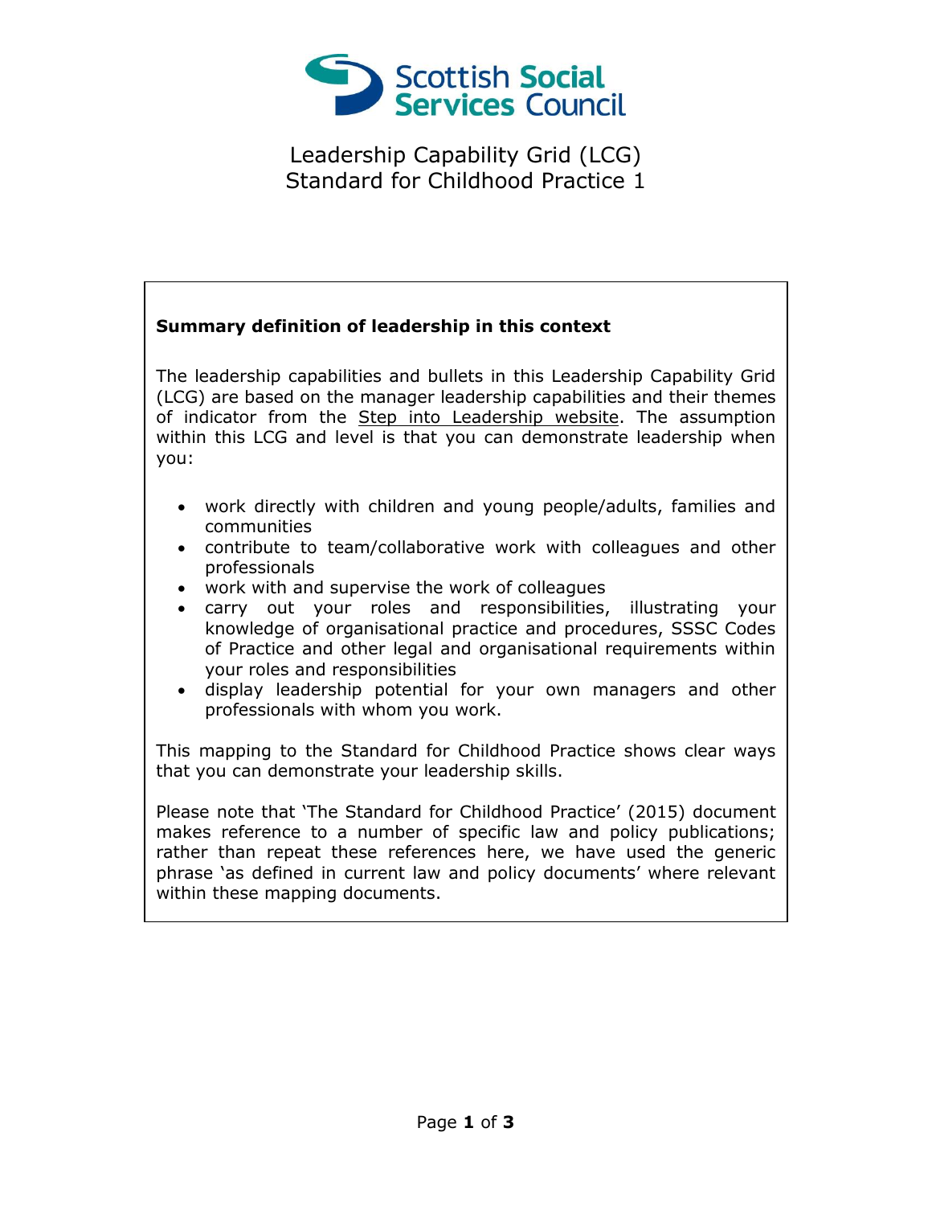Scottish Social Services Council

# Leadership Capability Grid (LCG)
# Standard for Childhood Practice 1

**Summary definition of leadership in this context**

The leadership capabilities and bullets in this Leadership Capability Grid (LCG) are based on the manager leadership capabilities and their themes of indicator from the Step into Leadership website. The assumption within this LCG and level is that you can demonstrate leadership when you:

- work directly with children and young people/adults, families and communities
- contribute to team/collaborative work with colleagues and other professionals
- work with and supervise the work of colleagues
- carry out your roles and responsibilities, illustrating your knowledge of organisational practice and procedures, SSSC Codes of Practice and other legal and organisational requirements within your roles and responsibilities
- display leadership potential for your own managers and other professionals with whom you work.

This mapping to the Standard for Childhood Practice shows clear ways that you can demonstrate your leadership skills.

Please note that 'The Standard for Childhood Practice' (2015) document makes reference to a number of specific law and policy publications; rather than repeat these references here, we have used the generic phrase 'as defined in current law and policy documents' where relevant within these mapping documents.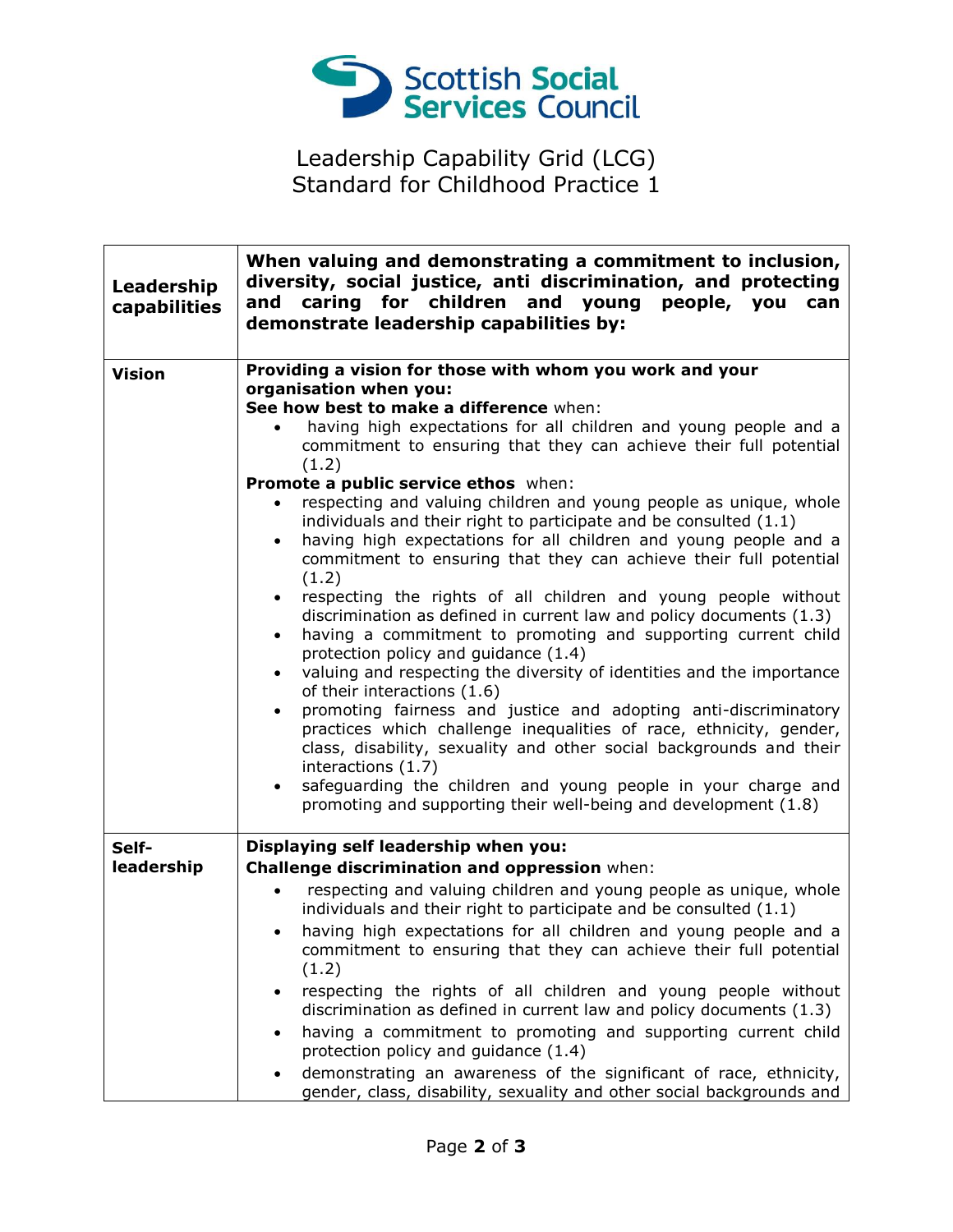# Leadership Capability Grid (LCG)
## Standard for Childhood Practice 1

| Leadership capabilities | When valuing and demonstrating a commitment to inclusion, diversity, social justice, anti discrimination, and protecting and caring for children and young people, you can demonstrate leadership capabilities by: |
|---|---|
| **Vision** | **Providing a vision for those with whom you work and your organisation when you:**<br>**See how best to make a difference** when:<br>• having high expectations for all children and young people and a commitment to ensuring that they can achieve their full potential (1.2)<br>**Promote a public service ethos** when:<br>• respecting and valuing children and young people as unique, whole individuals and their right to participate and be consulted (1.1)<br>• having high expectations for all children and young people and a commitment to ensuring that they can achieve their full potential (1.2)<br>• respecting the rights of all children and young people without discrimination as defined in current law and policy documents (1.3)<br>• having a commitment to promoting and supporting current child protection policy and guidance (1.4)<br>• valuing and respecting the diversity of identities and the importance of their interactions (1.6)<br>• promoting fairness and justice and adopting anti-discriminatory practices which challenge inequalities of race, ethnicity, gender, class, disability, sexuality and other social backgrounds and their interactions (1.7)<br>• safeguarding the children and young people in your charge and promoting and supporting their well-being and development (1.8) |
| **Self-leadership** | **Displaying self leadership when you:**<br>**Challenge discrimination and oppression** when:<br>• respecting and valuing children and young people as unique, whole individuals and their right to participate and be consulted (1.1)<br>• having high expectations for all children and young people and a commitment to ensuring that they can achieve their full potential (1.2)<br>• respecting the rights of all children and young people without discrimination as defined in current law and policy documents (1.3)<br>• having a commitment to promoting and supporting current child protection policy and guidance (1.4)<br>• demonstrating an awareness of the significant of race, ethnicity, gender, class, disability, sexuality and other social backgrounds and |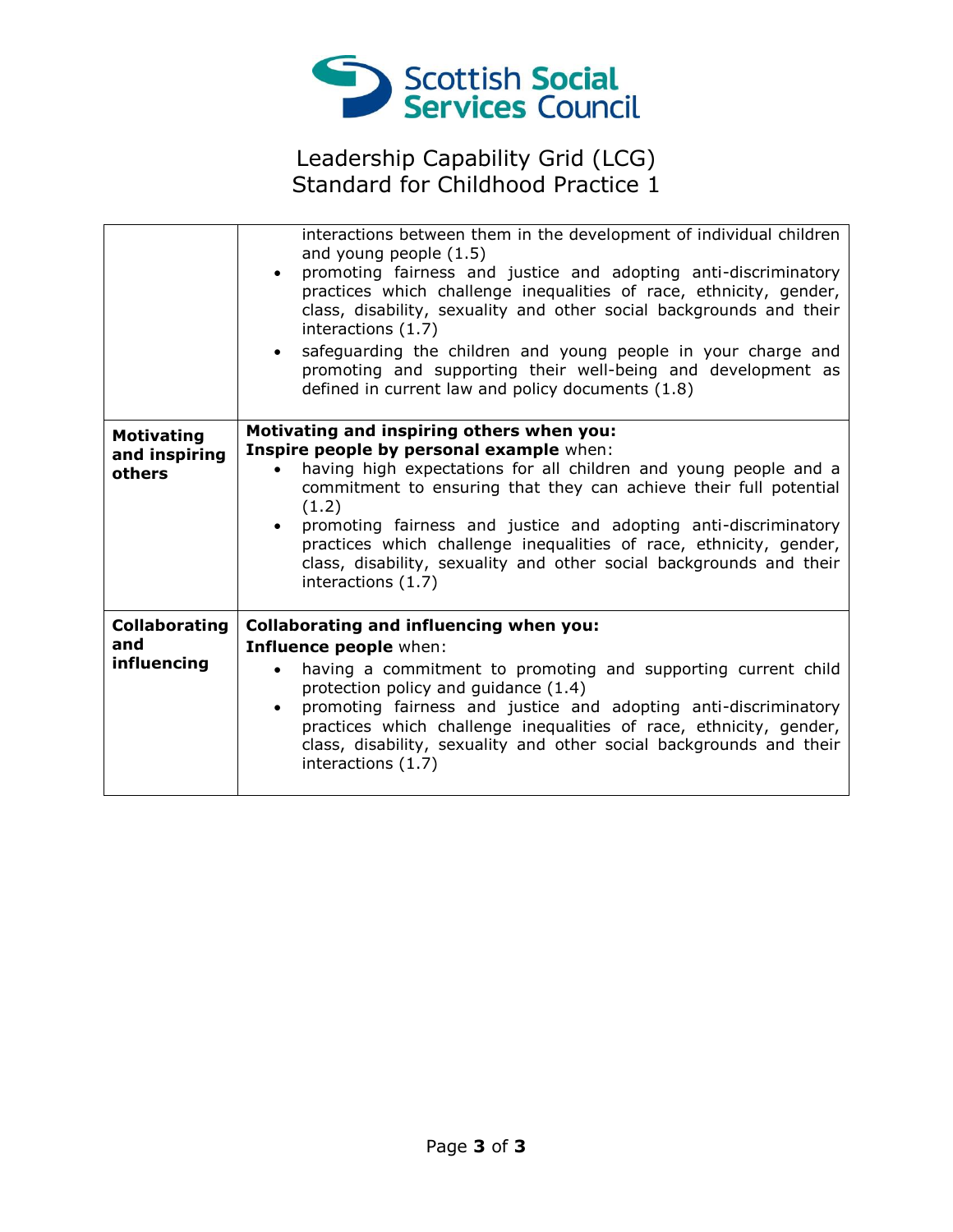# Leadership Capability Grid (LCG)
## Standard for Childhood Practice 1

| | |
|---|---|
| | interactions between them in the development of individual children and young people (1.5)<br>• promoting fairness and justice and adopting anti-discriminatory practices which challenge inequalities of race, ethnicity, gender, class, disability, sexuality and other social backgrounds and their interactions (1.7)<br>• safeguarding the children and young people in your charge and promoting and supporting their well-being and development as defined in current law and policy documents (1.8) |
| **Motivating and inspiring others** | **Motivating and inspiring others when you:**<br>**Inspire people by personal example** when:<br>• having high expectations for all children and young people and a commitment to ensuring that they can achieve their full potential (1.2)<br>• promoting fairness and justice and adopting anti-discriminatory practices which challenge inequalities of race, ethnicity, gender, class, disability, sexuality and other social backgrounds and their interactions (1.7) |
| **Collaborating and influencing** | **Collaborating and influencing when you:**<br>**Influence people** when:<br>• having a commitment to promoting and supporting current child protection policy and guidance (1.4)<br>• promoting fairness and justice and adopting anti-discriminatory practices which challenge inequalities of race, ethnicity, gender, class, disability, sexuality and other social backgrounds and their interactions (1.7) |